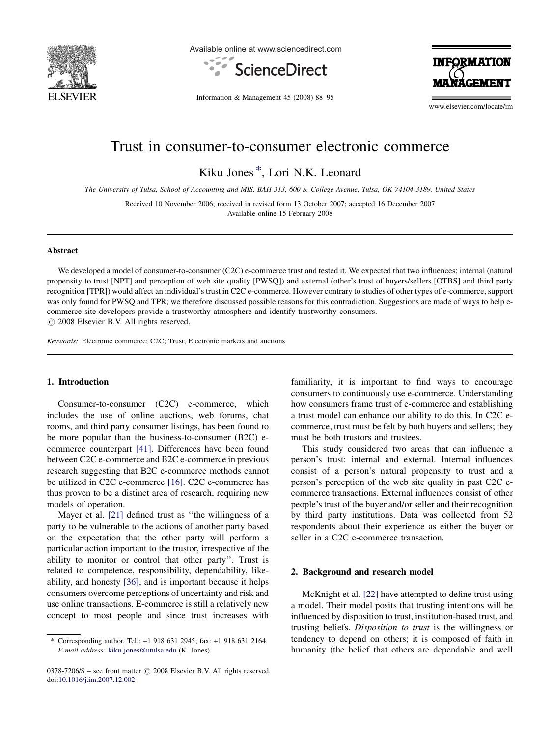# Trust in consumer-to-consumer electronic commerce

Kiku Jones *, Lori N.K. Leonard

*The University of Tulsa, School of Accounting and MIS, BAH 313, 600 S. College Avenue, Tulsa, OK 74104-3189, United States*

Received 10 November 2006; received in revised form 13 October 2007; accepted 16 December 2007
Available online 15 February 2008

## Abstract

We developed a model of consumer-to-consumer (C2C) e-commerce trust and tested it. We expected that two influences: internal (natural propensity to trust [NPT] and perception of web site quality [PWSQ]) and external (other's trust of buyers/sellers [OTBS] and third party recognition [TPR]) would affect an individual's trust in C2C e-commerce. However contrary to studies of other types of e-commerce, support was only found for PWSQ and TPR; we therefore discussed possible reasons for this contradiction. Suggestions are made of ways to help e-commerce site developers provide a trustworthy atmosphere and identify trustworthy consumers.
© 2008 Elsevier B.V. All rights reserved.

*Keywords:* Electronic commerce; C2C; Trust; Electronic markets and auctions

## 1. Introduction

Consumer-to-consumer (C2C) e-commerce, which includes the use of online auctions, web forums, chat rooms, and third party consumer listings, has been found to be more popular than the business-to-consumer (B2C) e-commerce counterpart [41]. Differences have been found between C2C e-commerce and B2C e-commerce in previous research suggesting that B2C e-commerce methods cannot be utilized in C2C e-commerce [16]. C2C e-commerce has thus proven to be a distinct area of research, requiring new models of operation.

Mayer et al. [21] defined trust as "the willingness of a party to be vulnerable to the actions of another party based on the expectation that the other party will perform a particular action important to the trustor, irrespective of the ability to monitor or control that other party". Trust is related to competence, responsibility, dependability, likeability, and honesty [36], and is important because it helps consumers overcome perceptions of uncertainty and risk and use online transactions. E-commerce is still a relatively new concept to most people and since trust increases with familiarity, it is important to find ways to encourage consumers to continuously use e-commerce. Understanding how consumers frame trust of e-commerce and establishing a trust model can enhance our ability to do this. In C2C e-commerce, trust must be felt by both buyers and sellers; they must be both trustors and trustees.

This study considered two areas that can influence a person's trust: internal and external. Internal influences consist of a person's natural propensity to trust and a person's perception of the web site quality in past C2C e-commerce transactions. External influences consist of other people's trust of the buyer and/or seller and their recognition by third party institutions. Data was collected from 52 respondents about their experience as either the buyer or seller in a C2C e-commerce transaction.

## 2. Background and research model

McKnight et al. [22] have attempted to define trust using a model. Their model posits that trusting intentions will be influenced by disposition to trust, institution-based trust, and trusting beliefs. *Disposition to trust* is the willingness or tendency to depend on others; it is composed of faith in humanity (the belief that others are dependable and well

---

* Corresponding author. Tel.: +1 918 631 2945; fax: +1 918 631 2164.
*E-mail address:* kiku-jones@utulsa.edu (K. Jones).

0378-7206/$ – see front matter © 2008 Elsevier B.V. All rights reserved.
doi:10.1016/j.im.2007.12.002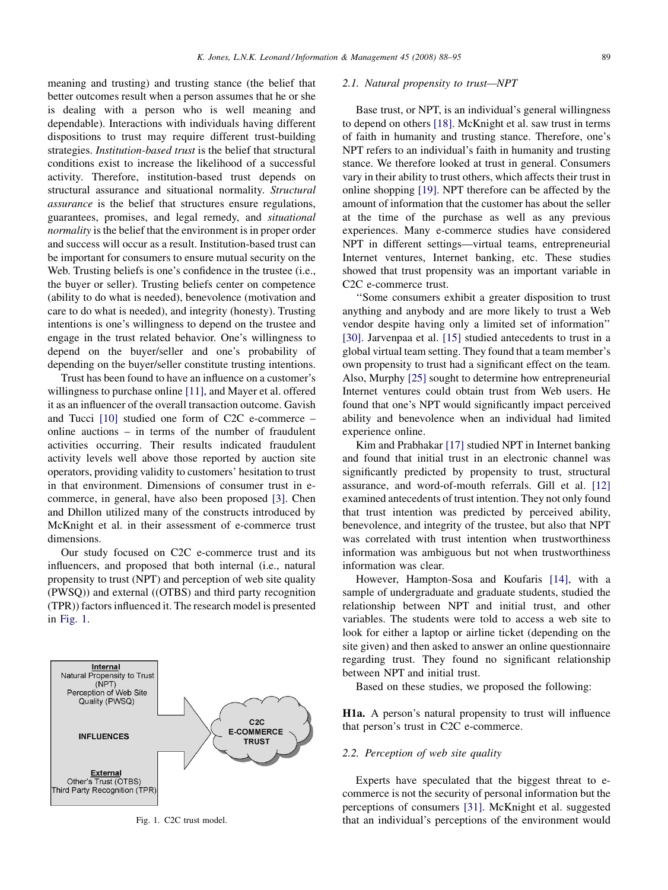meaning and trusting) and trusting stance (the belief that better outcomes result when a person assumes that he or she is dealing with a person who is well meaning and dependable). Interactions with individuals having different dispositions to trust may require different trust-building strategies. *Institution-based trust* is the belief that structural conditions exist to increase the likelihood of a successful activity. Therefore, institution-based trust depends on structural assurance and situational normality. *Structural assurance* is the belief that structures ensure regulations, guarantees, promises, and legal remedy, and *situational normality* is the belief that the environment is in proper order and success will occur as a result. Institution-based trust can be important for consumers to ensure mutual security on the Web. Trusting beliefs is one's confidence in the trustee (i.e., the buyer or seller). Trusting beliefs center on competence (ability to do what is needed), benevolence (motivation and care to do what is needed), and integrity (honesty). Trusting intentions is one's willingness to depend on the trustee and engage in the trust related behavior. One's willingness to depend on the buyer/seller and one's probability of depending on the buyer/seller constitute trusting intentions.

Trust has been found to have an influence on a customer's willingness to purchase online [11], and Mayer et al. offered it as an influencer of the overall transaction outcome. Gavish and Tucci [10] studied one form of C2C e-commerce – online auctions – in terms of the number of fraudulent activities occurring. Their results indicated fraudulent activity levels well above those reported by auction site operators, providing validity to customers' hesitation to trust in that environment. Dimensions of consumer trust in e-commerce, in general, have also been proposed [3]. Chen and Dhillon utilized many of the constructs introduced by McKnight et al. in their assessment of e-commerce trust dimensions.

Our study focused on C2C e-commerce trust and its influencers, and proposed that both internal (i.e., natural propensity to trust (NPT) and perception of web site quality (PWSQ)) and external ((OTBS) and third party recognition (TPR)) factors influenced it. The research model is presented in Fig. 1.

Fig. 1. C2C trust model.

### 2.1. Natural propensity to trust—NPT

Base trust, or NPT, is an individual's general willingness to depend on others [18]. McKnight et al. saw trust in terms of faith in humanity and trusting stance. Therefore, one's NPT refers to an individual's faith in humanity and trusting stance. We therefore looked at trust in general. Consumers vary in their ability to trust others, which affects their trust in online shopping [19]. NPT therefore can be affected by the amount of information that the customer has about the seller at the time of the purchase as well as any previous experiences. Many e-commerce studies have considered NPT in different settings—virtual teams, entrepreneurial Internet ventures, Internet banking, etc. These studies showed that trust propensity was an important variable in C2C e-commerce trust.

"Some consumers exhibit a greater disposition to trust anything and anybody and are more likely to trust a Web vendor despite having only a limited set of information" [30]. Jarvenpaa et al. [15] studied antecedents to trust in a global virtual team setting. They found that a team member's own propensity to trust had a significant effect on the team. Also, Murphy [25] sought to determine how entrepreneurial Internet ventures could obtain trust from Web users. He found that one's NPT would significantly impact perceived ability and benevolence when an individual had limited experience online.

Kim and Prabhakar [17] studied NPT in Internet banking and found that initial trust in an electronic channel was significantly predicted by propensity to trust, structural assurance, and word-of-mouth referrals. Gill et al. [12] examined antecedents of trust intention. They not only found that trust intention was predicted by perceived ability, benevolence, and integrity of the trustee, but also that NPT was correlated with trust intention when trustworthiness information was ambiguous but not when trustworthiness information was clear.

However, Hampton-Sosa and Koufaris [14], with a sample of undergraduate and graduate students, studied the relationship between NPT and initial trust, and other variables. The students were told to access a web site to look for either a laptop or airline ticket (depending on the site given) and then asked to answer an online questionnaire regarding trust. They found no significant relationship between NPT and initial trust.

Based on these studies, we proposed the following:

**H1a.** A person's natural propensity to trust will influence that person's trust in C2C e-commerce.

### 2.2. Perception of web site quality

Experts have speculated that the biggest threat to e-commerce is not the security of personal information but the perceptions of consumers [31]. McKnight et al. suggested that an individual's perceptions of the environment would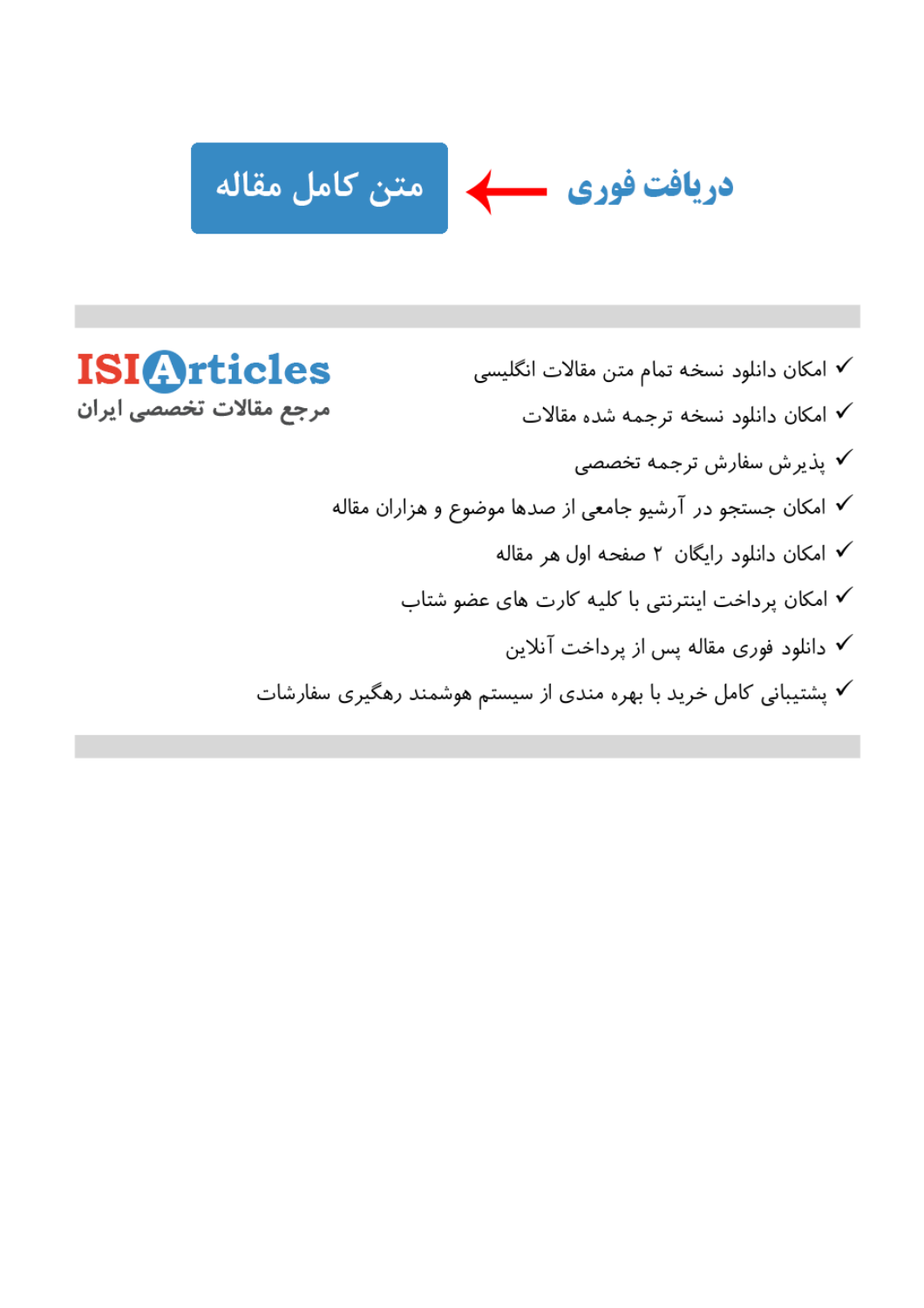دریافت فوری ← **متن کامل مقاله**

**ISIArticles**
مرجع مقالات تخصصی ایران

- ✓ امکان دانلود نسخه تمام متن مقالات انگلیسی
- ✓ امکان دانلود نسخه ترجمه شده مقالات
- ✓ پذیرش سفارش ترجمه تخصصی
- ✓ امکان جستجو در آرشیو جامعی از صدها موضوع و هزاران مقاله
- ✓ امکان دانلود رایگان ۲ صفحه اول هر مقاله
- ✓ امکان پرداخت اینترنتی با کلیه کارت های عضو شتاب
- ✓ دانلود فوری مقاله پس از پرداخت آنلاین
- ✓ پشتیبانی کامل خرید با بهره مندی از سیستم هوشمند رهگیری سفارشات